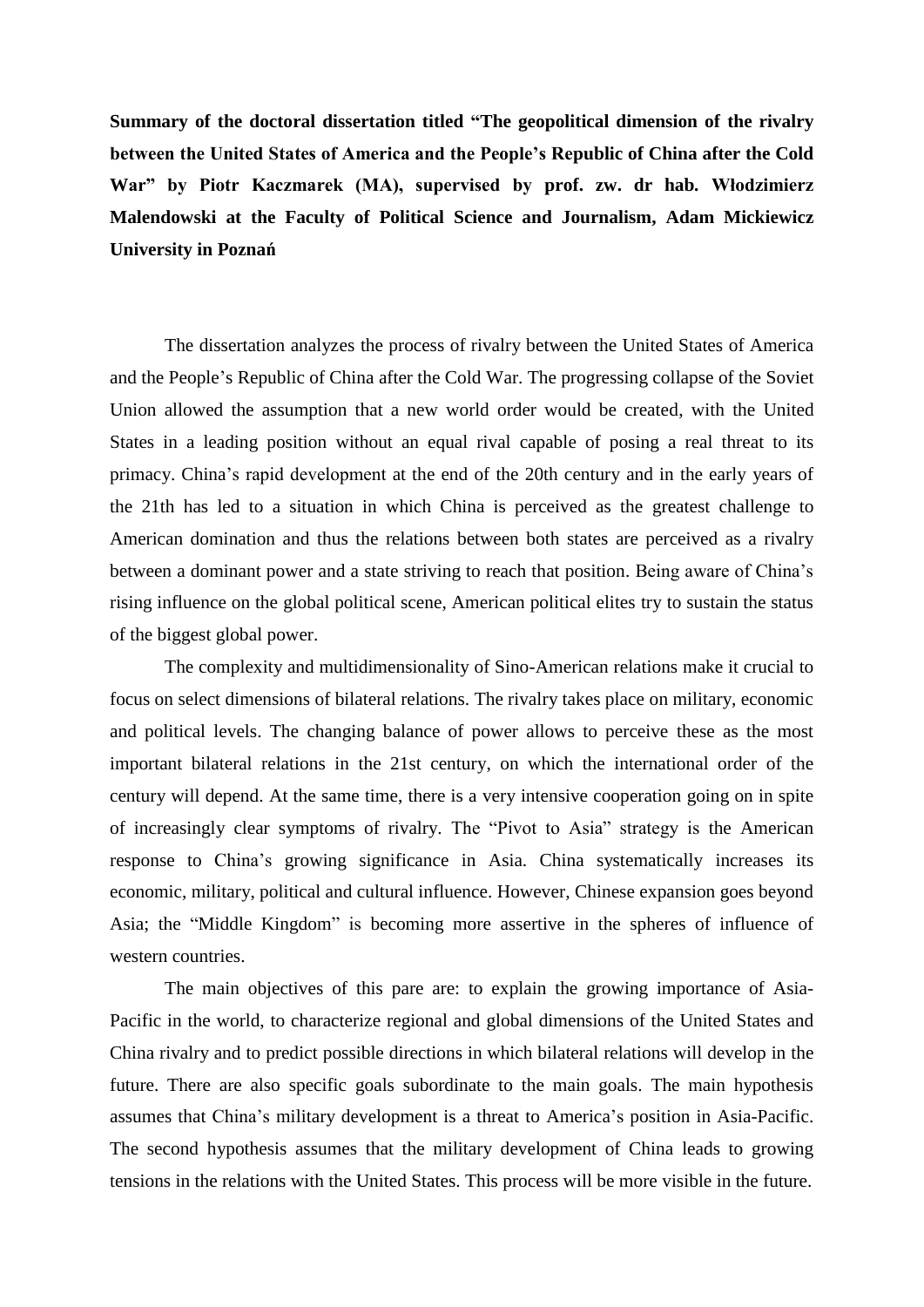**Summary of the doctoral dissertation titled "The geopolitical dimension of the rivalry between the United States of America and the People's Republic of China after the Cold War" by Piotr Kaczmarek (MA), supervised by prof. zw. dr hab. Włodzimierz Malendowski at the Faculty of Political Science and Journalism, Adam Mickiewicz University in Poznań**

The dissertation analyzes the process of rivalry between the United States of America and the People's Republic of China after the Cold War. The progressing collapse of the Soviet Union allowed the assumption that a new world order would be created, with the United States in a leading position without an equal rival capable of posing a real threat to its primacy. China's rapid development at the end of the 20th century and in the early years of the 21th has led to a situation in which China is perceived as the greatest challenge to American domination and thus the relations between both states are perceived as a rivalry between a dominant power and a state striving to reach that position. Being aware of China's rising influence on the global political scene, American political elites try to sustain the status of the biggest global power.

The complexity and multidimensionality of Sino-American relations make it crucial to focus on select dimensions of bilateral relations. The rivalry takes place on military, economic and political levels. The changing balance of power allows to perceive these as the most important bilateral relations in the 21st century, on which the international order of the century will depend. At the same time, there is a very intensive cooperation going on in spite of increasingly clear symptoms of rivalry. The "Pivot to Asia" strategy is the American response to China's growing significance in Asia. China systematically increases its economic, military, political and cultural influence. However, Chinese expansion goes beyond Asia; the "Middle Kingdom" is becoming more assertive in the spheres of influence of western countries.

The main objectives of this pare are: to explain the growing importance of Asia-Pacific in the world, to characterize regional and global dimensions of the United States and China rivalry and to predict possible directions in which bilateral relations will develop in the future. There are also specific goals subordinate to the main goals. The main hypothesis assumes that China's military development is a threat to America's position in Asia-Pacific. The second hypothesis assumes that the military development of China leads to growing tensions in the relations with the United States. This process will be more visible in the future.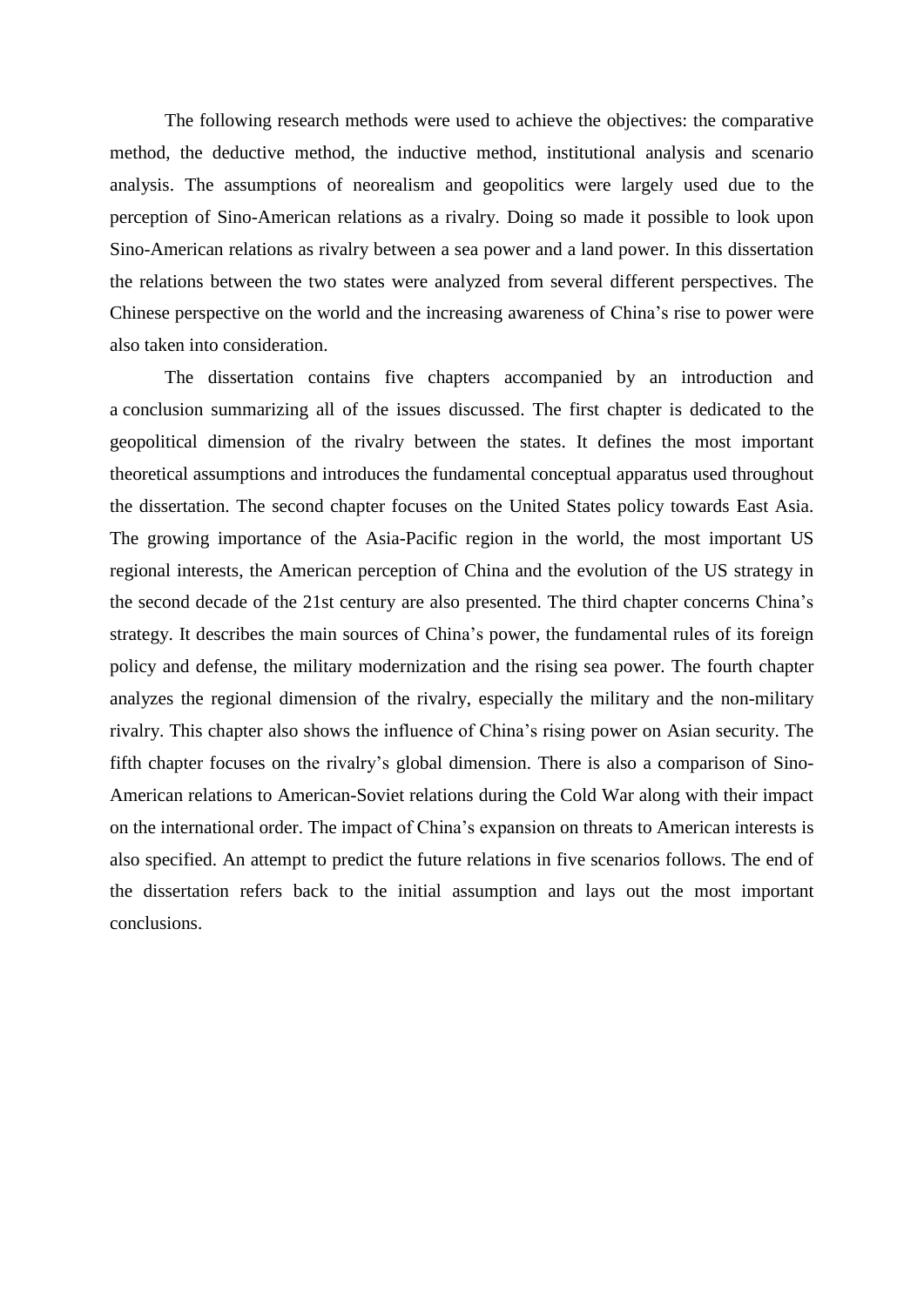The following research methods were used to achieve the objectives: the comparative method, the deductive method, the inductive method, institutional analysis and scenario analysis. The assumptions of neorealism and geopolitics were largely used due to the perception of Sino-American relations as a rivalry. Doing so made it possible to look upon Sino-American relations as rivalry between a sea power and a land power. In this dissertation the relations between the two states were analyzed from several different perspectives. The Chinese perspective on the world and the increasing awareness of China's rise to power were also taken into consideration.

The dissertation contains five chapters accompanied by an introduction and a conclusion summarizing all of the issues discussed. The first chapter is dedicated to the geopolitical dimension of the rivalry between the states. It defines the most important theoretical assumptions and introduces the fundamental conceptual apparatus used throughout the dissertation. The second chapter focuses on the United States policy towards East Asia. The growing importance of the Asia-Pacific region in the world, the most important US regional interests, the American perception of China and the evolution of the US strategy in the second decade of the 21st century are also presented. The third chapter concerns China's strategy. It describes the main sources of China's power, the fundamental rules of its foreign policy and defense, the military modernization and the rising sea power. The fourth chapter analyzes the regional dimension of the rivalry, especially the military and the non-military rivalry. This chapter also shows the influence of China's rising power on Asian security. The fifth chapter focuses on the rivalry's global dimension. There is also a comparison of Sino-American relations to American-Soviet relations during the Cold War along with their impact on the international order. The impact of China's expansion on threats to American interests is also specified. An attempt to predict the future relations in five scenarios follows. The end of the dissertation refers back to the initial assumption and lays out the most important conclusions.